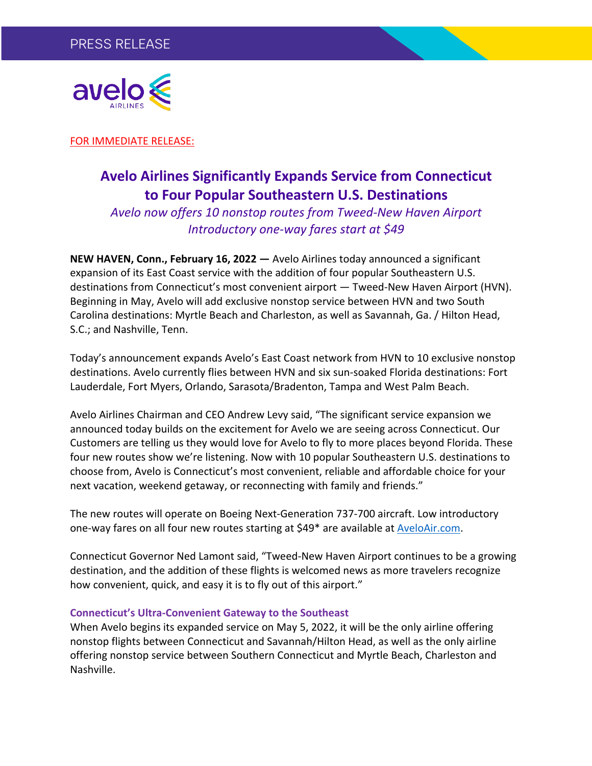PRESS RELEASE

FOR IMMEDIATE RELEASE:

# Avelo Airlines Significantly Expands Service from Connecticut to Four Popular Southeastern U.S. Destinations

*Avelo now offers 10 nonstop routes from Tweed-New Haven Airport*

*Introductory one-way fares start at $49*

**NEW HAVEN, Conn., February 16, 2022 —** Avelo Airlines today announced a significant expansion of its East Coast service with the addition of four popular Southeastern U.S. destinations from Connecticut's most convenient airport — Tweed-New Haven Airport (HVN). Beginning in May, Avelo will add exclusive nonstop service between HVN and two South Carolina destinations: Myrtle Beach and Charleston, as well as Savannah, Ga. / Hilton Head, S.C.; and Nashville, Tenn.

Today's announcement expands Avelo's East Coast network from HVN to 10 exclusive nonstop destinations. Avelo currently flies between HVN and six sun-soaked Florida destinations: Fort Lauderdale, Fort Myers, Orlando, Sarasota/Bradenton, Tampa and West Palm Beach.

Avelo Airlines Chairman and CEO Andrew Levy said, "The significant service expansion we announced today builds on the excitement for Avelo we are seeing across Connecticut. Our Customers are telling us they would love for Avelo to fly to more places beyond Florida. These four new routes show we're listening. Now with 10 popular Southeastern U.S. destinations to choose from, Avelo is Connecticut's most convenient, reliable and affordable choice for your next vacation, weekend getaway, or reconnecting with family and friends."

The new routes will operate on Boeing Next-Generation 737-700 aircraft. Low introductory one-way fares on all four new routes starting at $49* are available at AveloAir.com.

Connecticut Governor Ned Lamont said, "Tweed-New Haven Airport continues to be a growing destination, and the addition of these flights is welcomed news as more travelers recognize how convenient, quick, and easy it is to fly out of this airport."

### Connecticut's Ultra-Convenient Gateway to the Southeast

When Avelo begins its expanded service on May 5, 2022, it will be the only airline offering nonstop flights between Connecticut and Savannah/Hilton Head, as well as the only airline offering nonstop service between Southern Connecticut and Myrtle Beach, Charleston and Nashville.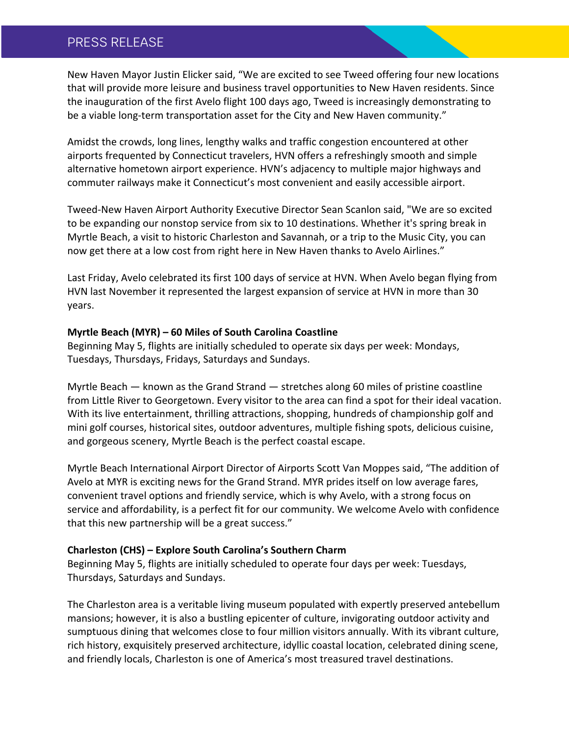New Haven Mayor Justin Elicker said, "We are excited to see Tweed offering four new locations that will provide more leisure and business travel opportunities to New Haven residents. Since the inauguration of the first Avelo flight 100 days ago, Tweed is increasingly demonstrating to be a viable long-term transportation asset for the City and New Haven community."

Amidst the crowds, long lines, lengthy walks and traffic congestion encountered at other airports frequented by Connecticut travelers, HVN offers a refreshingly smooth and simple alternative hometown airport experience. HVN's adjacency to multiple major highways and commuter railways make it Connecticut's most convenient and easily accessible airport.

Tweed-New Haven Airport Authority Executive Director Sean Scanlon said, "We are so excited to be expanding our nonstop service from six to 10 destinations. Whether it's spring break in Myrtle Beach, a visit to historic Charleston and Savannah, or a trip to the Music City, you can now get there at a low cost from right here in New Haven thanks to Avelo Airlines."

Last Friday, Avelo celebrated its first 100 days of service at HVN. When Avelo began flying from HVN last November it represented the largest expansion of service at HVN in more than 30 years.

**Myrtle Beach (MYR) – 60 Miles of South Carolina Coastline**
Beginning May 5, flights are initially scheduled to operate six days per week: Mondays, Tuesdays, Thursdays, Fridays, Saturdays and Sundays.

Myrtle Beach — known as the Grand Strand — stretches along 60 miles of pristine coastline from Little River to Georgetown. Every visitor to the area can find a spot for their ideal vacation. With its live entertainment, thrilling attractions, shopping, hundreds of championship golf and mini golf courses, historical sites, outdoor adventures, multiple fishing spots, delicious cuisine, and gorgeous scenery, Myrtle Beach is the perfect coastal escape.

Myrtle Beach International Airport Director of Airports Scott Van Moppes said, "The addition of Avelo at MYR is exciting news for the Grand Strand. MYR prides itself on low average fares, convenient travel options and friendly service, which is why Avelo, with a strong focus on service and affordability, is a perfect fit for our community. We welcome Avelo with confidence that this new partnership will be a great success."

**Charleston (CHS) – Explore South Carolina's Southern Charm**
Beginning May 5, flights are initially scheduled to operate four days per week: Tuesdays, Thursdays, Saturdays and Sundays.

The Charleston area is a veritable living museum populated with expertly preserved antebellum mansions; however, it is also a bustling epicenter of culture, invigorating outdoor activity and sumptuous dining that welcomes close to four million visitors annually. With its vibrant culture, rich history, exquisitely preserved architecture, idyllic coastal location, celebrated dining scene, and friendly locals, Charleston is one of America's most treasured travel destinations.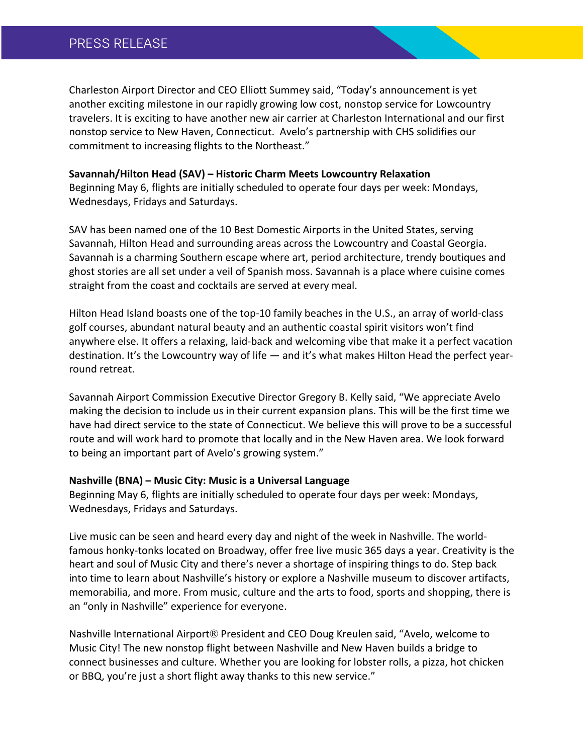Charleston Airport Director and CEO Elliott Summey said, “Today’s announcement is yet another exciting milestone in our rapidly growing low cost, nonstop service for Lowcountry travelers. It is exciting to have another new air carrier at Charleston International and our first nonstop service to New Haven, Connecticut.  Avelo’s partnership with CHS solidifies our commitment to increasing flights to the Northeast.”

**Savannah/Hilton Head (SAV) – Historic Charm Meets Lowcountry Relaxation**
Beginning May 6, flights are initially scheduled to operate four days per week: Mondays, Wednesdays, Fridays and Saturdays.

SAV has been named one of the 10 Best Domestic Airports in the United States, serving Savannah, Hilton Head and surrounding areas across the Lowcountry and Coastal Georgia. Savannah is a charming Southern escape where art, period architecture, trendy boutiques and ghost stories are all set under a veil of Spanish moss. Savannah is a place where cuisine comes straight from the coast and cocktails are served at every meal.

Hilton Head Island boasts one of the top-10 family beaches in the U.S., an array of world-class golf courses, abundant natural beauty and an authentic coastal spirit visitors won’t find anywhere else. It offers a relaxing, laid-back and welcoming vibe that make it a perfect vacation destination. It’s the Lowcountry way of life — and it’s what makes Hilton Head the perfect year-round retreat.

Savannah Airport Commission Executive Director Gregory B. Kelly said, “We appreciate Avelo making the decision to include us in their current expansion plans. This will be the first time we have had direct service to the state of Connecticut. We believe this will prove to be a successful route and will work hard to promote that locally and in the New Haven area. We look forward to being an important part of Avelo’s growing system.”

**Nashville (BNA) – Music City: Music is a Universal Language**
Beginning May 6, flights are initially scheduled to operate four days per week: Mondays, Wednesdays, Fridays and Saturdays.

Live music can be seen and heard every day and night of the week in Nashville. The world-famous honky-tonks located on Broadway, offer free live music 365 days a year. Creativity is the heart and soul of Music City and there’s never a shortage of inspiring things to do. Step back into time to learn about Nashville’s history or explore a Nashville museum to discover artifacts, memorabilia, and more. From music, culture and the arts to food, sports and shopping, there is an “only in Nashville” experience for everyone.

Nashville International Airport® President and CEO Doug Kreulen said, “Avelo, welcome to Music City! The new nonstop flight between Nashville and New Haven builds a bridge to connect businesses and culture. Whether you are looking for lobster rolls, a pizza, hot chicken or BBQ, you’re just a short flight away thanks to this new service.”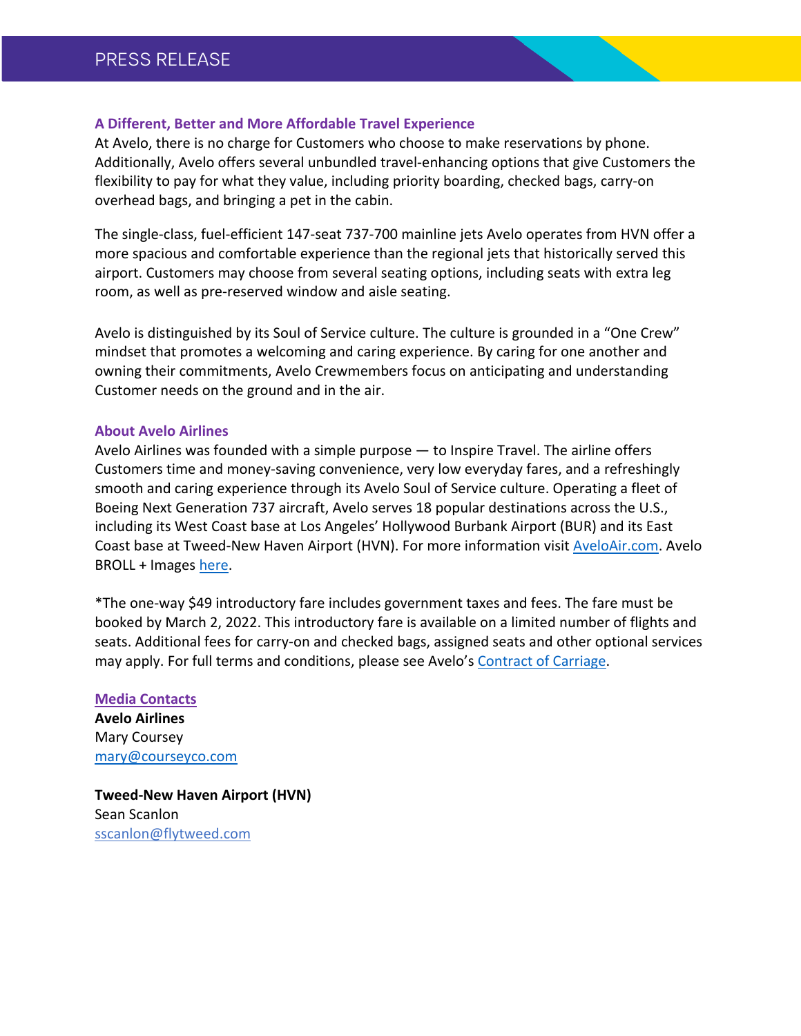## A Different, Better and More Affordable Travel Experience

At Avelo, there is no charge for Customers who choose to make reservations by phone. Additionally, Avelo offers several unbundled travel-enhancing options that give Customers the flexibility to pay for what they value, including priority boarding, checked bags, carry-on overhead bags, and bringing a pet in the cabin.

The single-class, fuel-efficient 147-seat 737-700 mainline jets Avelo operates from HVN offer a more spacious and comfortable experience than the regional jets that historically served this airport. Customers may choose from several seating options, including seats with extra leg room, as well as pre-reserved window and aisle seating.

Avelo is distinguished by its Soul of Service culture. The culture is grounded in a "One Crew" mindset that promotes a welcoming and caring experience. By caring for one another and owning their commitments, Avelo Crewmembers focus on anticipating and understanding Customer needs on the ground and in the air.

## About Avelo Airlines

Avelo Airlines was founded with a simple purpose — to Inspire Travel. The airline offers Customers time and money-saving convenience, very low everyday fares, and a refreshingly smooth and caring experience through its Avelo Soul of Service culture. Operating a fleet of Boeing Next Generation 737 aircraft, Avelo serves 18 popular destinations across the U.S., including its West Coast base at Los Angeles' Hollywood Burbank Airport (BUR) and its East Coast base at Tweed-New Haven Airport (HVN). For more information visit AveloAir.com. Avelo BROLL + Images here.

*The one-way $49 introductory fare includes government taxes and fees. The fare must be booked by March 2, 2022. This introductory fare is available on a limited number of flights and seats. Additional fees for carry-on and checked bags, assigned seats and other optional services may apply. For full terms and conditions, please see Avelo's Contract of Carriage.

## Media Contacts

**Avelo Airlines**
Mary Coursey
mary@courseyco.com

**Tweed-New Haven Airport (HVN)**
Sean Scanlon
sscanlon@flytweed.com